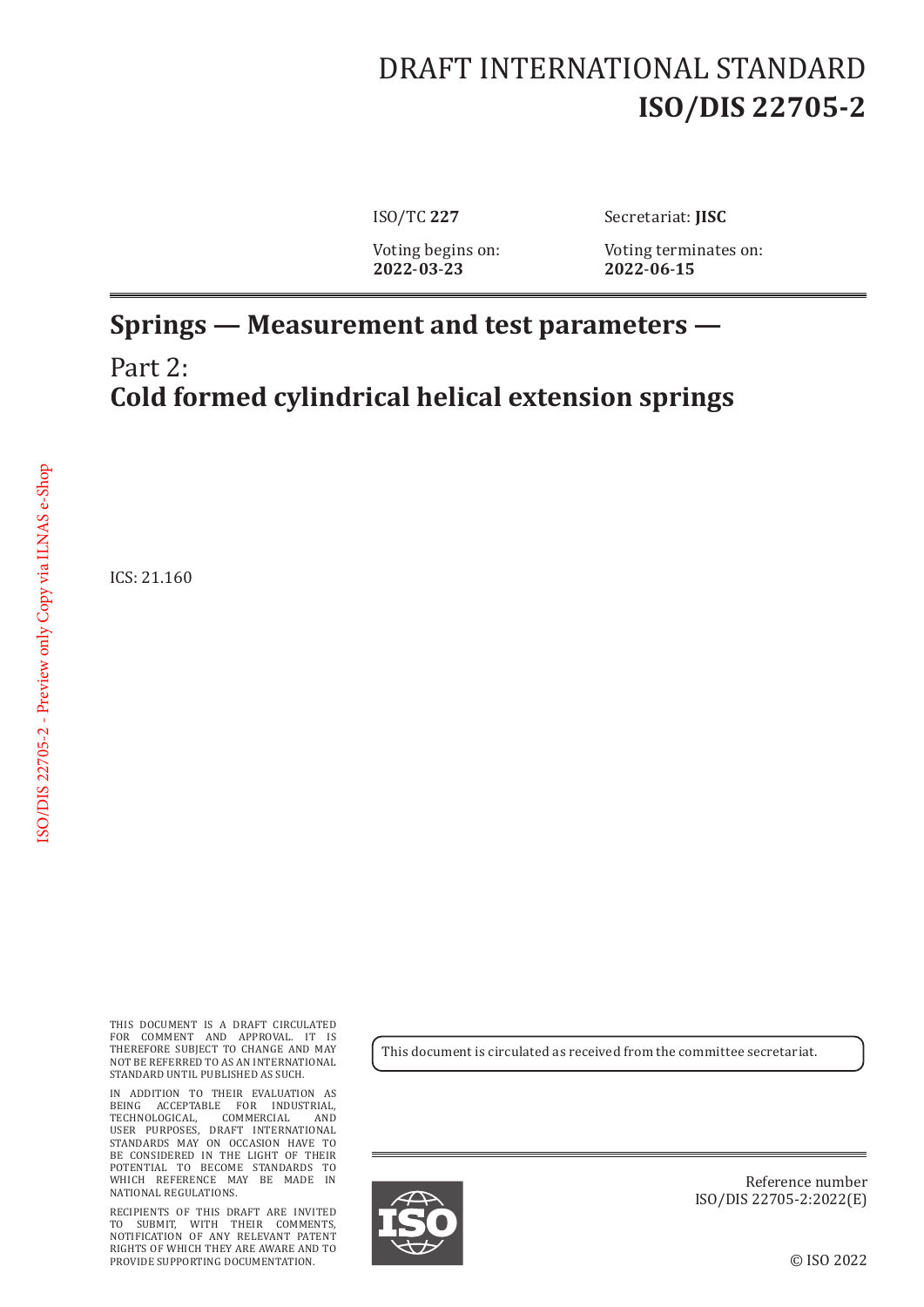DRAFT INTERNATIONAL STANDARD

# ISO/DIS 22705-2

ISO/TC **227** Secretariat: **JISC**

Voting begins on: **2022-03-23**

Voting terminates on: **2022-06-15**

# Springs — Measurement and test parameters —

## Part 2: **Cold formed cylindrical helical extension springs**

ICS: 21.160

THIS DOCUMENT IS A DRAFT CIRCULATED FOR COMMENT AND APPROVAL. IT IS THEREFORE SUBJECT TO CHANGE AND MAY NOT BE REFERRED TO AS AN INTERNATIONAL STANDARD UNTIL PUBLISHED AS SUCH.

IN ADDITION TO THEIR EVALUATION AS BEING ACCEPTABLE FOR INDUSTRIAL, TECHNOLOGICAL, COMMERCIAL AND USER PURPOSES, DRAFT INTERNATIONAL STANDARDS MAY ON OCCASION HAVE TO BE CONSIDERED IN THE LIGHT OF THEIR POTENTIAL TO BECOME STANDARDS TO WHICH REFERENCE MAY BE MADE IN NATIONAL REGULATIONS.

RECIPIENTS OF THIS DRAFT ARE INVITED TO SUBMIT, WITH THEIR COMMENTS, NOTIFICATION OF ANY RELEVANT PATENT RIGHTS OF WHICH THEY ARE AWARE AND TO PROVIDE SUPPORTING DOCUMENTATION.

This document is circulated as received from the committee secretariat.

Reference number
ISO/DIS 22705-2:2022(E)

© ISO 2022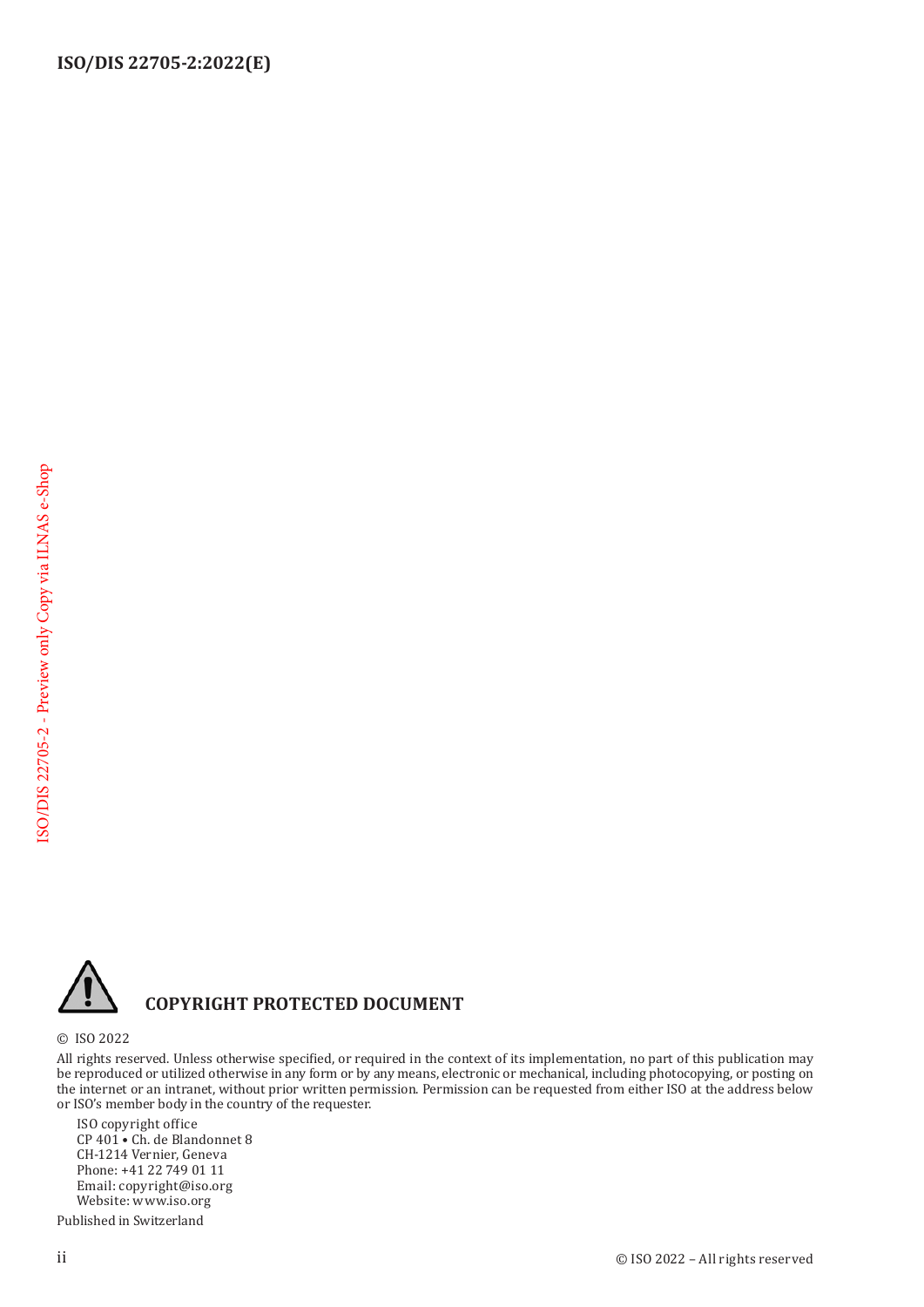## COPYRIGHT PROTECTED DOCUMENT

© ISO 2022

All rights reserved. Unless otherwise specified, or required in the context of its implementation, no part of this publication may be reproduced or utilized otherwise in any form or by any means, electronic or mechanical, including photocopying, or posting on the internet or an intranet, without prior written permission. Permission can be requested from either ISO at the address below or ISO's member body in the country of the requester.

ISO copyright office
CP 401 • Ch. de Blandonnet 8
CH-1214 Vernier, Geneva
Phone: +41 22 749 01 11
Email: copyright@iso.org
Website: www.iso.org

Published in Switzerland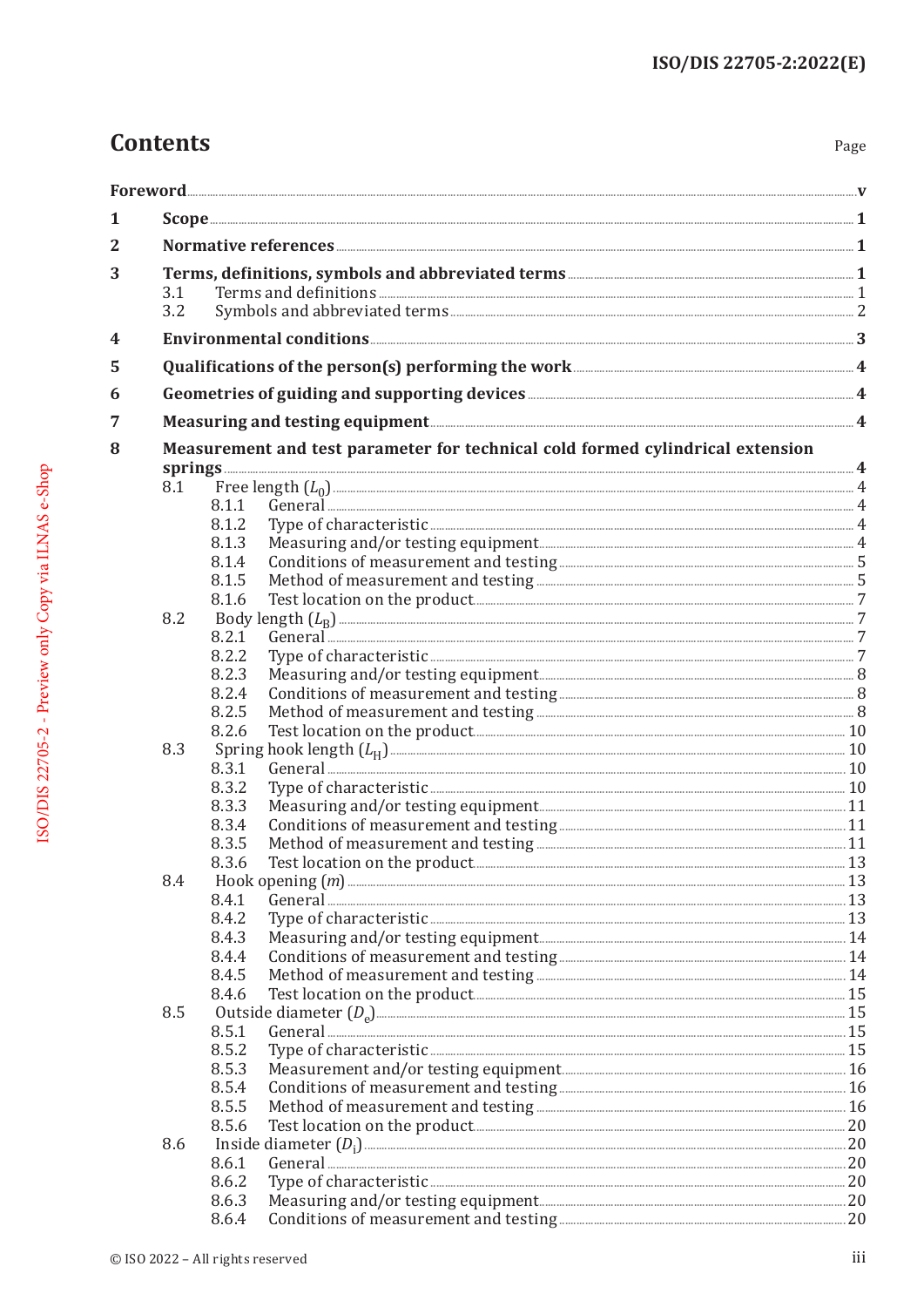# Contents

Page

Foreword ... v

1 Scope ... 1

2 Normative references ... 1

3 Terms, definitions, symbols and abbreviated terms ... 1
- 3.1 Terms and definitions ... 1
- 3.2 Symbols and abbreviated terms ... 2

4 Environmental conditions ... 3

5 Qualifications of the person(s) performing the work ... 4

6 Geometries of guiding and supporting devices ... 4

7 Measuring and testing equipment ... 4

8 Measurement and test parameter for technical cold formed cylindrical extension springs ... 4
- 8.1 Free length ($L_0$) ... 4
  - 8.1.1 General ... 4
  - 8.1.2 Type of characteristic ... 4
  - 8.1.3 Measuring and/or testing equipment ... 4
  - 8.1.4 Conditions of measurement and testing ... 5
  - 8.1.5 Method of measurement and testing ... 5
  - 8.1.6 Test location on the product ... 7
- 8.2 Body length ($L_B$) ... 7
  - 8.2.1 General ... 7
  - 8.2.2 Type of characteristic ... 7
  - 8.2.3 Measuring and/or testing equipment ... 8
  - 8.2.4 Conditions of measurement and testing ... 8
  - 8.2.5 Method of measurement and testing ... 8
  - 8.2.6 Test location on the product ... 10
- 8.3 Spring hook length ($L_H$) ... 10
  - 8.3.1 General ... 10
  - 8.3.2 Type of characteristic ... 10
  - 8.3.3 Measuring and/or testing equipment ... 11
  - 8.3.4 Conditions of measurement and testing ... 11
  - 8.3.5 Method of measurement and testing ... 11
  - 8.3.6 Test location on the product ... 13
- 8.4 Hook opening ($m$) ... 13
  - 8.4.1 General ... 13
  - 8.4.2 Type of characteristic ... 13
  - 8.4.3 Measuring and/or testing equipment ... 14
  - 8.4.4 Conditions of measurement and testing ... 14
  - 8.4.5 Method of measurement and testing ... 14
  - 8.4.6 Test location on the product ... 15
- 8.5 Outside diameter ($D_e$) ... 15
  - 8.5.1 General ... 15
  - 8.5.2 Type of characteristic ... 15
  - 8.5.3 Measurement and/or testing equipment ... 16
  - 8.5.4 Conditions of measurement and testing ... 16
  - 8.5.5 Method of measurement and testing ... 16
  - 8.5.6 Test location on the product ... 20
- 8.6 Inside diameter ($D_i$) ... 20
  - 8.6.1 General ... 20
  - 8.6.2 Type of characteristic ... 20
  - 8.6.3 Measuring and/or testing equipment ... 20
  - 8.6.4 Conditions of measurement and testing ... 20